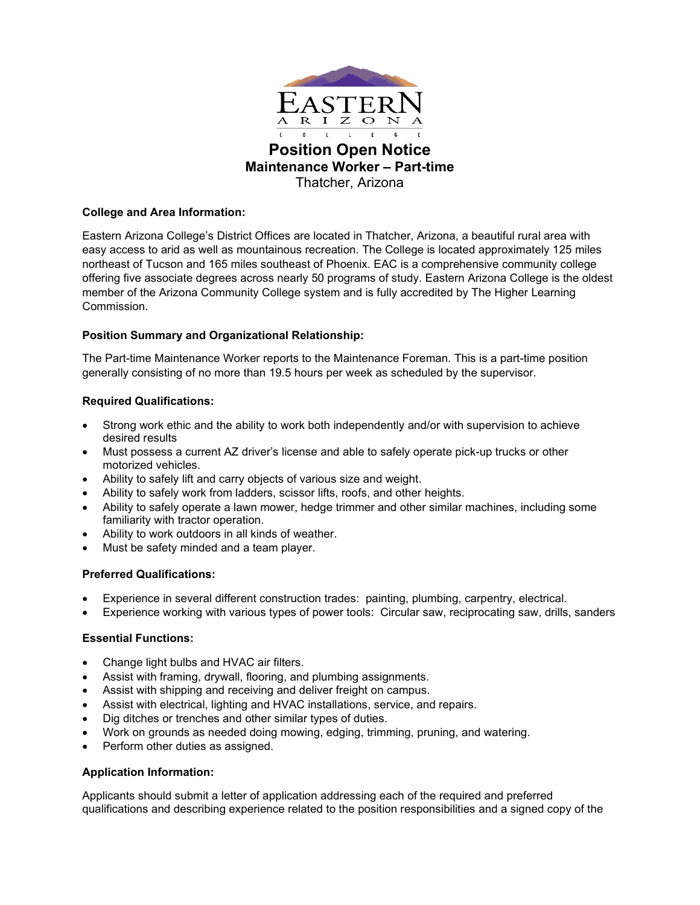# Position Open Notice

## Maintenance Worker – Part-time

Thatcher, Arizona

**College and Area Information:**

Eastern Arizona College's District Offices are located in Thatcher, Arizona, a beautiful rural area with easy access to arid as well as mountainous recreation. The College is located approximately 125 miles northeast of Tucson and 165 miles southeast of Phoenix. EAC is a comprehensive community college offering five associate degrees across nearly 50 programs of study. Eastern Arizona College is the oldest member of the Arizona Community College system and is fully accredited by The Higher Learning Commission.

**Position Summary and Organizational Relationship:**

The Part-time Maintenance Worker reports to the Maintenance Foreman. This is a part-time position generally consisting of no more than 19.5 hours per week as scheduled by the supervisor.

**Required Qualifications:**

- Strong work ethic and the ability to work both independently and/or with supervision to achieve desired results
- Must possess a current AZ driver's license and able to safely operate pick-up trucks or other motorized vehicles.
- Ability to safely lift and carry objects of various size and weight.
- Ability to safely work from ladders, scissor lifts, roofs, and other heights.
- Ability to safely operate a lawn mower, hedge trimmer and other similar machines, including some familiarity with tractor operation.
- Ability to work outdoors in all kinds of weather.
- Must be safety minded and a team player.

**Preferred Qualifications:**

- Experience in several different construction trades: painting, plumbing, carpentry, electrical.
- Experience working with various types of power tools: Circular saw, reciprocating saw, drills, sanders

**Essential Functions:**

- Change light bulbs and HVAC air filters.
- Assist with framing, drywall, flooring, and plumbing assignments.
- Assist with shipping and receiving and deliver freight on campus.
- Assist with electrical, lighting and HVAC installations, service, and repairs.
- Dig ditches or trenches and other similar types of duties.
- Work on grounds as needed doing mowing, edging, trimming, pruning, and watering.
- Perform other duties as assigned.

**Application Information:**

Applicants should submit a letter of application addressing each of the required and preferred qualifications and describing experience related to the position responsibilities and a signed copy of the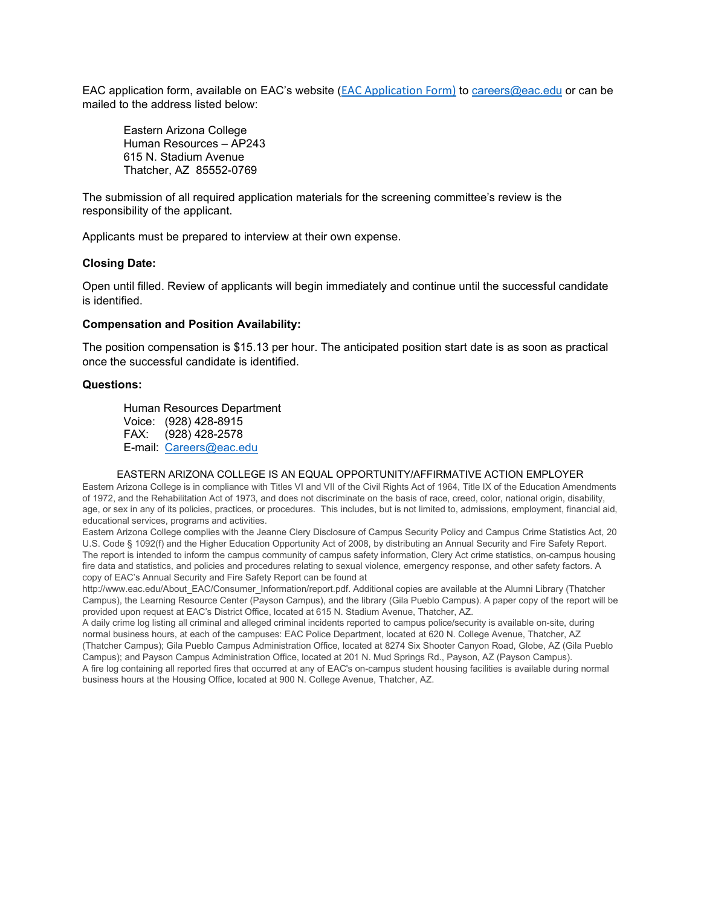EAC application form, available on EAC's website (EAC Application Form) to careers@eac.edu or can be mailed to the address listed below:

Eastern Arizona College
Human Resources – AP243
615 N. Stadium Avenue
Thatcher, AZ 85552-0769

The submission of all required application materials for the screening committee's review is the responsibility of the applicant.

Applicants must be prepared to interview at their own expense.

**Closing Date:**

Open until filled. Review of applicants will begin immediately and continue until the successful candidate is identified.

**Compensation and Position Availability:**

The position compensation is $15.13 per hour. The anticipated position start date is as soon as practical once the successful candidate is identified.

**Questions:**

Human Resources Department
Voice: (928) 428-8915
FAX: (928) 428-2578
E-mail: Careers@eac.edu

EASTERN ARIZONA COLLEGE IS AN EQUAL OPPORTUNITY/AFFIRMATIVE ACTION EMPLOYER

Eastern Arizona College is in compliance with Titles VI and VII of the Civil Rights Act of 1964, Title IX of the Education Amendments of 1972, and the Rehabilitation Act of 1973, and does not discriminate on the basis of race, creed, color, national origin, disability, age, or sex in any of its policies, practices, or procedures. This includes, but is not limited to, admissions, employment, financial aid, educational services, programs and activities.

Eastern Arizona College complies with the Jeanne Clery Disclosure of Campus Security Policy and Campus Crime Statistics Act, 20 U.S. Code § 1092(f) and the Higher Education Opportunity Act of 2008, by distributing an Annual Security and Fire Safety Report. The report is intended to inform the campus community of campus safety information, Clery Act crime statistics, on-campus housing fire data and statistics, and policies and procedures relating to sexual violence, emergency response, and other safety factors. A copy of EAC's Annual Security and Fire Safety Report can be found at http://www.eac.edu/About_EAC/Consumer_Information/report.pdf. Additional copies are available at the Alumni Library (Thatcher Campus), the Learning Resource Center (Payson Campus), and the library (Gila Pueblo Campus). A paper copy of the report will be provided upon request at EAC's District Office, located at 615 N. Stadium Avenue, Thatcher, AZ.

A daily crime log listing all criminal and alleged criminal incidents reported to campus police/security is available on-site, during normal business hours, at each of the campuses: EAC Police Department, located at 620 N. College Avenue, Thatcher, AZ (Thatcher Campus); Gila Pueblo Campus Administration Office, located at 8274 Six Shooter Canyon Road, Globe, AZ (Gila Pueblo Campus); and Payson Campus Administration Office, located at 201 N. Mud Springs Rd., Payson, AZ (Payson Campus).

A fire log containing all reported fires that occurred at any of EAC's on-campus student housing facilities is available during normal business hours at the Housing Office, located at 900 N. College Avenue, Thatcher, AZ.